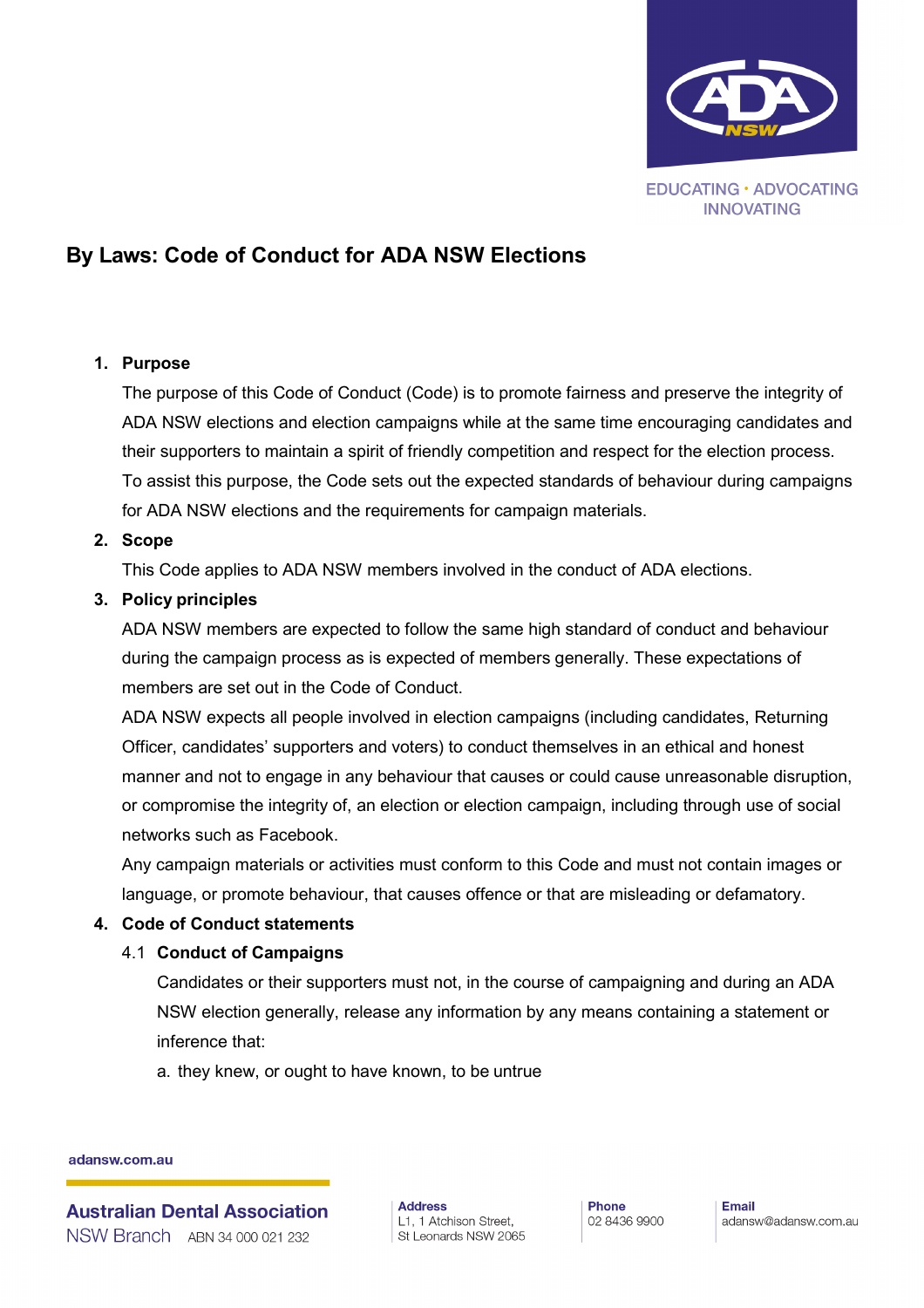# By Laws: Code of Conduct for ADA NSW Elections

1. **Purpose**

   The purpose of this Code of Conduct (Code) is to promote fairness and preserve the integrity of ADA NSW elections and election campaigns while at the same time encouraging candidates and their supporters to maintain a spirit of friendly competition and respect for the election process. To assist this purpose, the Code sets out the expected standards of behaviour during campaigns for ADA NSW elections and the requirements for campaign materials.

2. **Scope**

   This Code applies to ADA NSW members involved in the conduct of ADA elections.

3. **Policy principles**

   ADA NSW members are expected to follow the same high standard of conduct and behaviour during the campaign process as is expected of members generally. These expectations of members are set out in the Code of Conduct.

   ADA NSW expects all people involved in election campaigns (including candidates, Returning Officer, candidates' supporters and voters) to conduct themselves in an ethical and honest manner and not to engage in any behaviour that causes or could cause unreasonable disruption, or compromise the integrity of, an election or election campaign, including through use of social networks such as Facebook.

   Any campaign materials or activities must conform to this Code and must not contain images or language, or promote behaviour, that causes offence or that are misleading or defamatory.

4. **Code of Conduct statements**

   4.1 **Conduct of Campaigns**

   Candidates or their supporters must not, in the course of campaigning and during an ADA NSW election generally, release any information by any means containing a statement or inference that:

   a. they knew, or ought to have known, to be untrue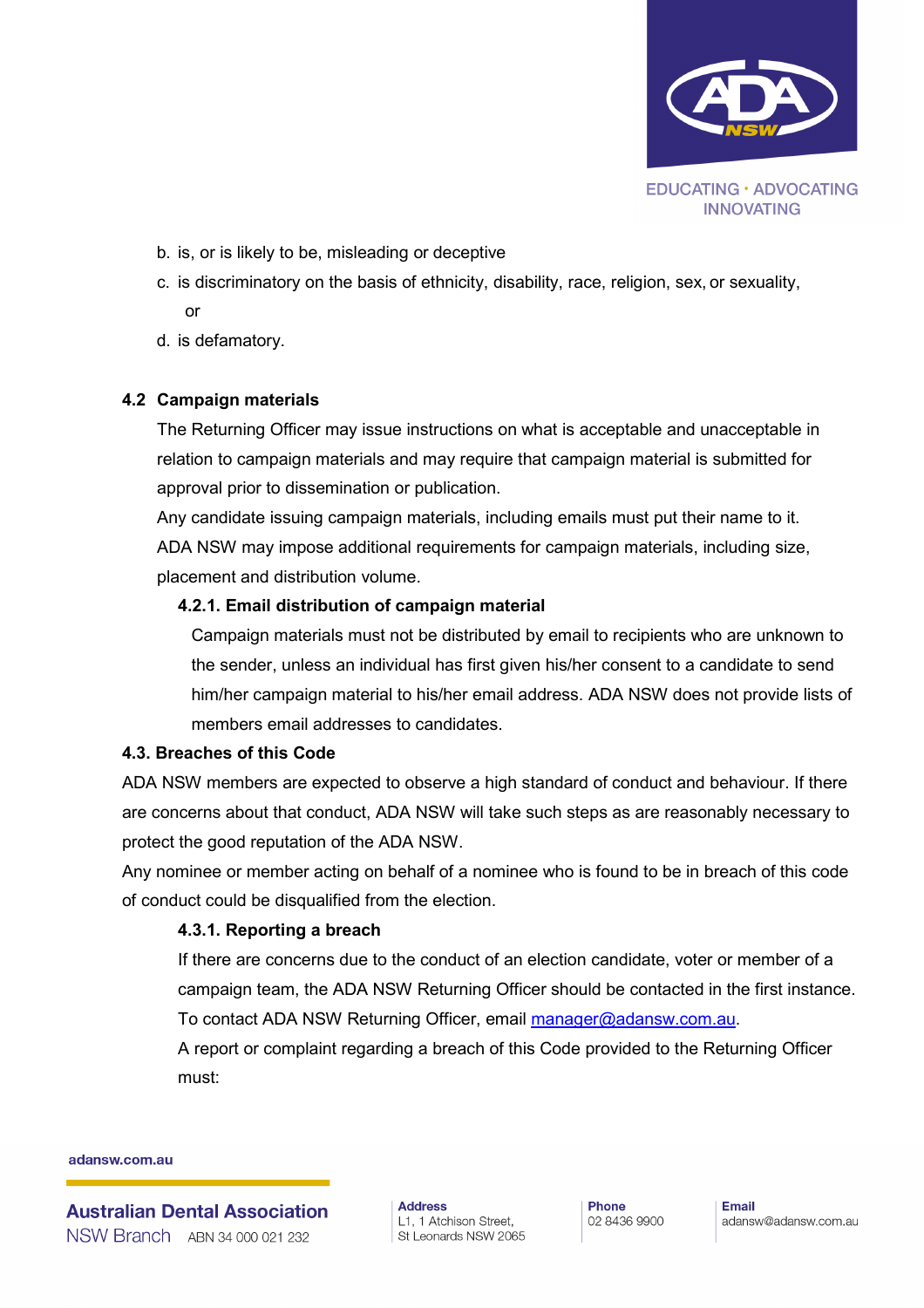b. is, or is likely to be, misleading or deceptive

c. is discriminatory on the basis of ethnicity, disability, race, religion, sex, or sexuality, or

d. is defamatory.

### 4.2 Campaign materials

The Returning Officer may issue instructions on what is acceptable and unacceptable in relation to campaign materials and may require that campaign material is submitted for approval prior to dissemination or publication.

Any candidate issuing campaign materials, including emails must put their name to it.

ADA NSW may impose additional requirements for campaign materials, including size, placement and distribution volume.

#### 4.2.1. Email distribution of campaign material

Campaign materials must not be distributed by email to recipients who are unknown to the sender, unless an individual has first given his/her consent to a candidate to send him/her campaign material to his/her email address. ADA NSW does not provide lists of members email addresses to candidates.

### 4.3. Breaches of this Code

ADA NSW members are expected to observe a high standard of conduct and behaviour. If there are concerns about that conduct, ADA NSW will take such steps as are reasonably necessary to protect the good reputation of the ADA NSW.

Any nominee or member acting on behalf of a nominee who is found to be in breach of this code of conduct could be disqualified from the election.

#### 4.3.1. Reporting a breach

If there are concerns due to the conduct of an election candidate, voter or member of a campaign team, the ADA NSW Returning Officer should be contacted in the first instance. To contact ADA NSW Returning Officer, email manager@adansw.com.au.

A report or complaint regarding a breach of this Code provided to the Returning Officer must: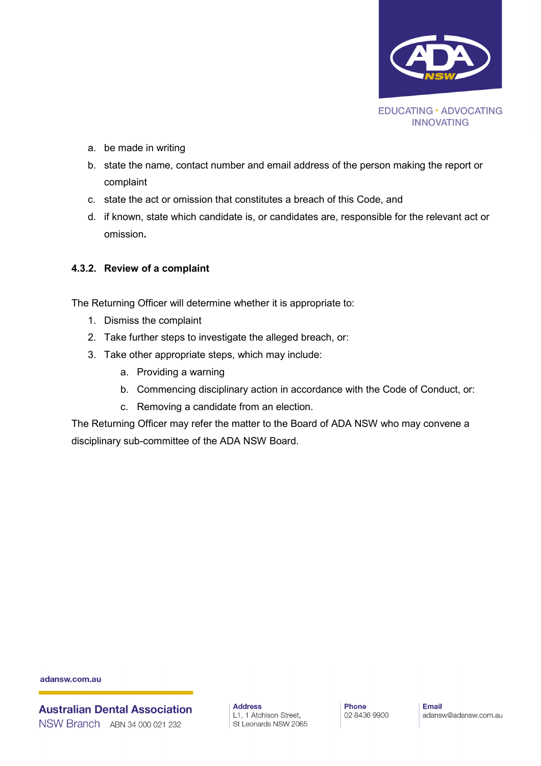a. be made in writing
b. state the name, contact number and email address of the person making the report or complaint
c. state the act or omission that constitutes a breach of this Code, and
d. if known, state which candidate is, or candidates are, responsible for the relevant act or omission**.**

#### 4.3.2. Review of a complaint

The Returning Officer will determine whether it is appropriate to:

1. Dismiss the complaint
2. Take further steps to investigate the alleged breach, or:
3. Take other appropriate steps, which may include:
    a. Providing a warning
    b. Commencing disciplinary action in accordance with the Code of Conduct, or:
    c. Removing a candidate from an election.

The Returning Officer may refer the matter to the Board of ADA NSW who may convene a disciplinary sub-committee of the ADA NSW Board.